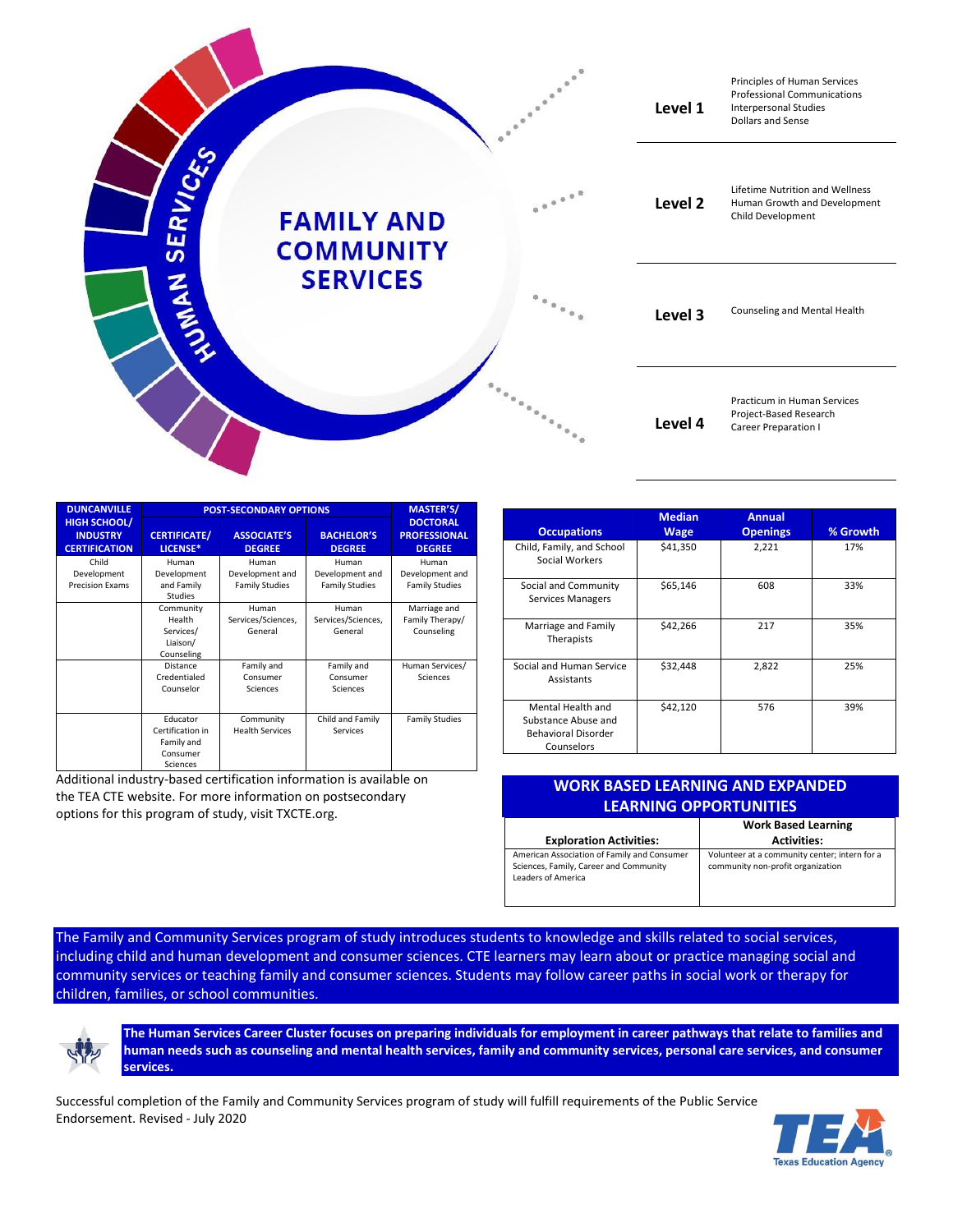# FAMILY AND COMMUNITY SERVICES

HUMAN SERVICES

| Level | Courses |
|---|---|
| Level 1 | Principles of Human Services<br>Professional Communications<br>Interpersonal Studies<br>Dollars and Sense |
| Level 2 | Lifetime Nutrition and Wellness<br>Human Growth and Development<br>Child Development |
| Level 3 | Counseling and Mental Health |
| Level 4 | Practicum in Human Services<br>Project-Based Research<br>Career Preparation I |

| DUNCANVILLE HIGH SCHOOL/ INDUSTRY CERTIFICATION | POST-SECONDARY OPTIONS | | | MASTER'S/ DOCTORAL PROFESSIONAL DEGREE |
|---|---|---|---|---|
| | CERTIFICATE/ LICENSE* | ASSOCIATE'S DEGREE | BACHELOR'S DEGREE | |
| Child Development Precision Exams | Human Development and Family Studies | Human Development and Family Studies | Human Development and Family Studies | Human Development and Family Studies |
| | Community Health Services/ Liaison/ Counseling | Human Services/Sciences, General | Human Services/Sciences, General | Marriage and Family Therapy/ Counseling |
| | Distance Credentialed Counselor | Family and Consumer Sciences | Family and Consumer Sciences | Human Services/ Sciences |
| | Educator Certification in Family and Consumer Sciences | Community Health Services | Child and Family Services | Family Studies |

Additional industry-based certification information is available on the TEA CTE website. For more information on postsecondary options for this program of study, visit TXCTE.org.

| Occupations | Median Wage | Annual Openings | % Growth |
|---|---|---|---|
| Child, Family, and School Social Workers | $41,350 | 2,221 | 17% |
| Social and Community Services Managers | $65,146 | 608 | 33% |
| Marriage and Family Therapists | $42,266 | 217 | 35% |
| Social and Human Service Assistants | $32,448 | 2,822 | 25% |
| Mental Health and Substance Abuse and Behavioral Disorder Counselors | $42,120 | 576 | 39% |

## WORK BASED LEARNING AND EXPANDED LEARNING OPPORTUNITIES

| Exploration Activities: | Work Based Learning Activities: |
|---|---|
| American Association of Family and Consumer Sciences, Family, Career and Community Leaders of America | Volunteer at a community center; intern for a community non-profit organization |

The Family and Community Services program of study introduces students to knowledge and skills related to social services, including child and human development and consumer sciences. CTE learners may learn about or practice managing social and community services or teaching family and consumer sciences. Students may follow career paths in social work or therapy for children, families, or school communities.

**The Human Services Career Cluster focuses on preparing individuals for employment in career pathways that relate to families and human needs such as counseling and mental health services, family and community services, personal care services, and consumer services.**

Successful completion of the Family and Community Services program of study will fulfill requirements of the Public Service Endorsement. Revised - July 2020

TEA Texas Education Agency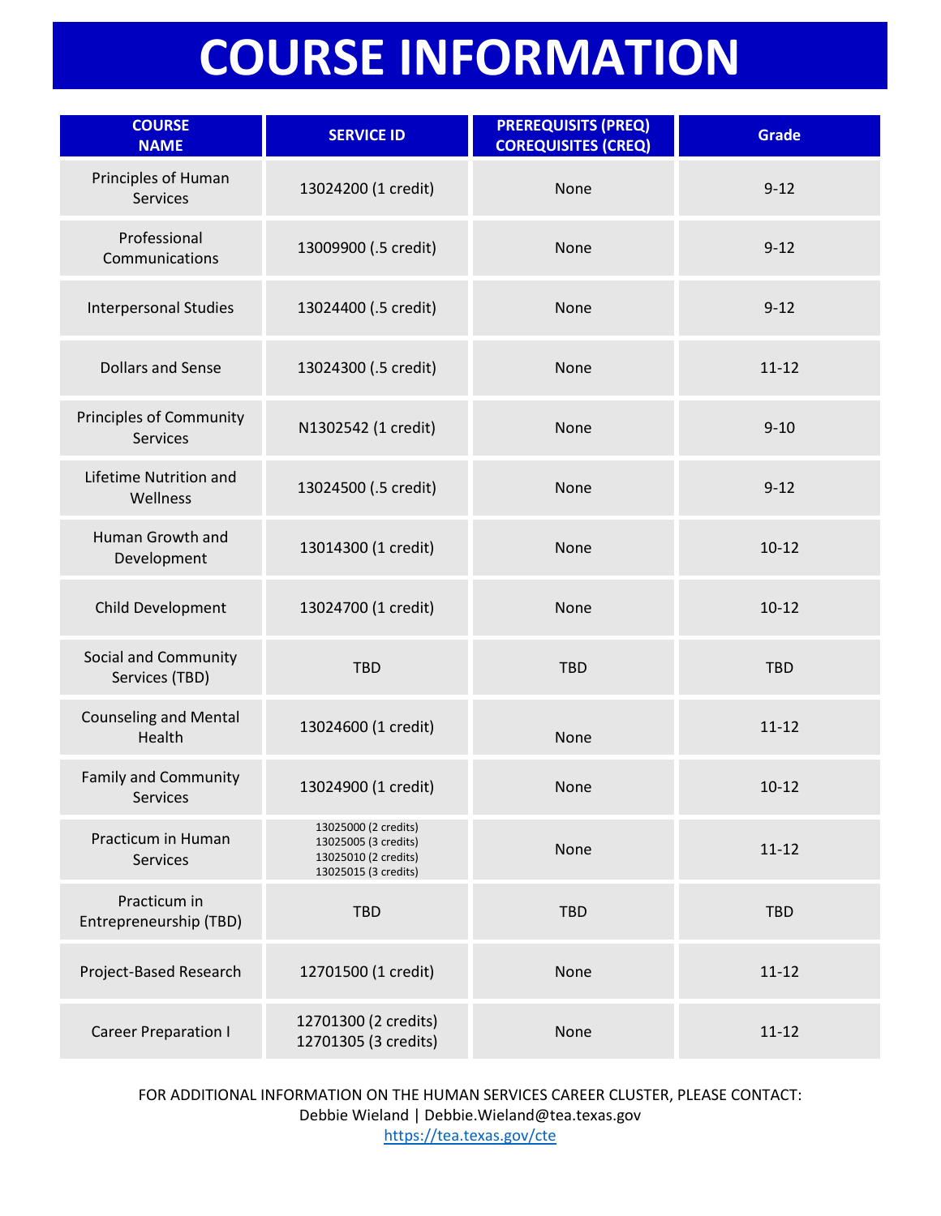# COURSE INFORMATION

| COURSE NAME | SERVICE ID | PREREQUISITS (PREQ) COREQUISITES (CREQ) | Grade |
|---|---|---|---|
| Principles of Human Services | 13024200 (1 credit) | None | 9-12 |
| Professional Communications | 13009900 (.5 credit) | None | 9-12 |
| Interpersonal Studies | 13024400 (.5 credit) | None | 9-12 |
| Dollars and Sense | 13024300 (.5 credit) | None | 11-12 |
| Principles of Community Services | N1302542 (1 credit) | None | 9-10 |
| Lifetime Nutrition and Wellness | 13024500 (.5 credit) | None | 9-12 |
| Human Growth and Development | 13014300 (1 credit) | None | 10-12 |
| Child Development | 13024700 (1 credit) | None | 10-12 |
| Social and Community Services (TBD) | TBD | TBD | TBD |
| Counseling and Mental Health | 13024600 (1 credit) | None | 11-12 |
| Family and Community Services | 13024900 (1 credit) | None | 10-12 |
| Practicum in Human Services | 13025000 (2 credits)<br>13025005 (3 credits)<br>13025010 (2 credits)<br>13025015 (3 credits) | None | 11-12 |
| Practicum in Entrepreneurship (TBD) | TBD | TBD | TBD |
| Project-Based Research | 12701500 (1 credit) | None | 11-12 |
| Career Preparation I | 12701300 (2 credits)<br>12701305 (3 credits) | None | 11-12 |

FOR ADDITIONAL INFORMATION ON THE HUMAN SERVICES CAREER CLUSTER, PLEASE CONTACT:
Debbie Wieland | Debbie.Wieland@tea.texas.gov
https://tea.texas.gov/cte